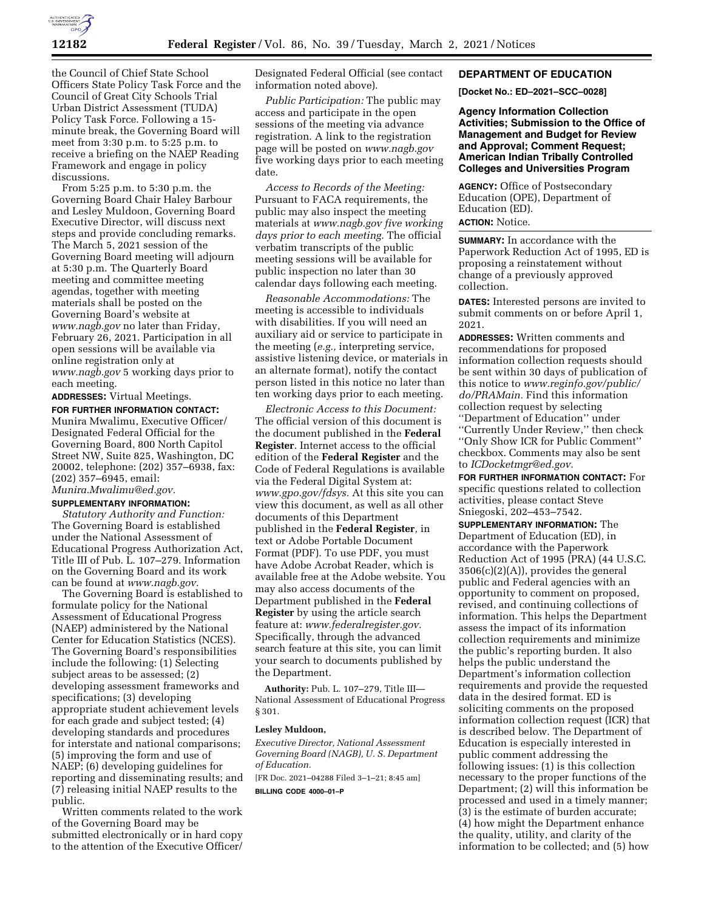the Council of Chief State School Officers State Policy Task Force and the Council of Great City Schools Trial Urban District Assessment (TUDA) Policy Task Force. Following a 15-minute break, the Governing Board will meet from 3:30 p.m. to 5:25 p.m. to receive a briefing on the NAEP Reading Framework and engage in policy discussions.

From 5:25 p.m. to 5:30 p.m. the Governing Board Chair Haley Barbour and Lesley Muldoon, Governing Board Executive Director, will discuss next steps and provide concluding remarks. The March 5, 2021 session of the Governing Board meeting will adjourn at 5:30 p.m. The Quarterly Board meeting and committee meeting agendas, together with meeting materials shall be posted on the Governing Board's website at *www.nagb.gov* no later than Friday, February 26, 2021. Participation in all open sessions will be available via online registration only at *www.nagb.gov* 5 working days prior to each meeting.

**ADDRESSES:** Virtual Meetings.

**FOR FURTHER INFORMATION CONTACT:** Munira Mwalimu, Executive Officer/Designated Federal Official for the Governing Board, 800 North Capitol Street NW, Suite 825, Washington, DC 20002, telephone: (202) 357–6938, fax: (202) 357–6945, email: *Munira.Mwalimu@ed.gov.*

**SUPPLEMENTARY INFORMATION:**

*Statutory Authority and Function:* The Governing Board is established under the National Assessment of Educational Progress Authorization Act, Title III of Pub. L. 107–279. Information on the Governing Board and its work can be found at *www.nagb.gov.*

The Governing Board is established to formulate policy for the National Assessment of Educational Progress (NAEP) administered by the National Center for Education Statistics (NCES). The Governing Board's responsibilities include the following: (1) Selecting subject areas to be assessed; (2) developing assessment frameworks and specifications; (3) developing appropriate student achievement levels for each grade and subject tested; (4) developing standards and procedures for interstate and national comparisons; (5) improving the form and use of NAEP; (6) developing guidelines for reporting and disseminating results; and (7) releasing initial NAEP results to the public.

Written comments related to the work of the Governing Board may be submitted electronically or in hard copy to the attention of the Executive Officer/Designated Federal Official (see contact information noted above).

*Public Participation:* The public may access and participate in the open sessions of the meeting via advance registration. A link to the registration page will be posted on *www.nagb.gov* five working days prior to each meeting date.

*Access to Records of the Meeting:* Pursuant to FACA requirements, the public may also inspect the meeting materials at *www.nagb.gov five working days prior to each meeting.* The official verbatim transcripts of the public meeting sessions will be available for public inspection no later than 30 calendar days following each meeting.

*Reasonable Accommodations:* The meeting is accessible to individuals with disabilities. If you will need an auxiliary aid or service to participate in the meeting (*e.g.,* interpreting service, assistive listening device, or materials in an alternate format), notify the contact person listed in this notice no later than ten working days prior to each meeting.

*Electronic Access to this Document:* The official version of this document is the document published in the **Federal Register**. Internet access to the official edition of the **Federal Register** and the Code of Federal Regulations is available via the Federal Digital System at: *www.gpo.gov/fdsys.* At this site you can view this document, as well as all other documents of this Department published in the **Federal Register**, in text or Adobe Portable Document Format (PDF). To use PDF, you must have Adobe Acrobat Reader, which is available free at the Adobe website. You may also access documents of the Department published in the **Federal Register** by using the article search feature at: *www.federalregister.gov.* Specifically, through the advanced search feature at this site, you can limit your search to documents published by the Department.

**Authority:** Pub. L. 107–279, Title III—National Assessment of Educational Progress § 301.

**Lesley Muldoon,**

*Executive Director, National Assessment Governing Board (NAGB), U. S. Department of Education.*

[FR Doc. 2021–04288 Filed 3–1–21; 8:45 am]

**BILLING CODE 4000–01–P**

## DEPARTMENT OF EDUCATION

**[Docket No.: ED–2021–SCC–0028]**

### Agency Information Collection Activities; Submission to the Office of Management and Budget for Review and Approval; Comment Request; American Indian Tribally Controlled Colleges and Universities Program

**AGENCY:** Office of Postsecondary Education (OPE), Department of Education (ED).

**ACTION:** Notice.

**SUMMARY:** In accordance with the Paperwork Reduction Act of 1995, ED is proposing a reinstatement without change of a previously approved collection.

**DATES:** Interested persons are invited to submit comments on or before April 1, 2021.

**ADDRESSES:** Written comments and recommendations for proposed information collection requests should be sent within 30 days of publication of this notice to *www.reginfo.gov/public/do/PRAMain.* Find this information collection request by selecting ''Department of Education'' under ''Currently Under Review,'' then check ''Only Show ICR for Public Comment'' checkbox. Comments may also be sent to *ICDocketmgr@ed.gov.*

**FOR FURTHER INFORMATION CONTACT:** For specific questions related to collection activities, please contact Steve Sniegoski, 202–453–7542.

**SUPPLEMENTARY INFORMATION:** The Department of Education (ED), in accordance with the Paperwork Reduction Act of 1995 (PRA) (44 U.S.C. 3506(c)(2)(A)), provides the general public and Federal agencies with an opportunity to comment on proposed, revised, and continuing collections of information. This helps the Department assess the impact of its information collection requirements and minimize the public's reporting burden. It also helps the public understand the Department's information collection requirements and provide the requested data in the desired format. ED is soliciting comments on the proposed information collection request (ICR) that is described below. The Department of Education is especially interested in public comment addressing the following issues: (1) is this collection necessary to the proper functions of the Department; (2) will this information be processed and used in a timely manner; (3) is the estimate of burden accurate; (4) how might the Department enhance the quality, utility, and clarity of the information to be collected; and (5) how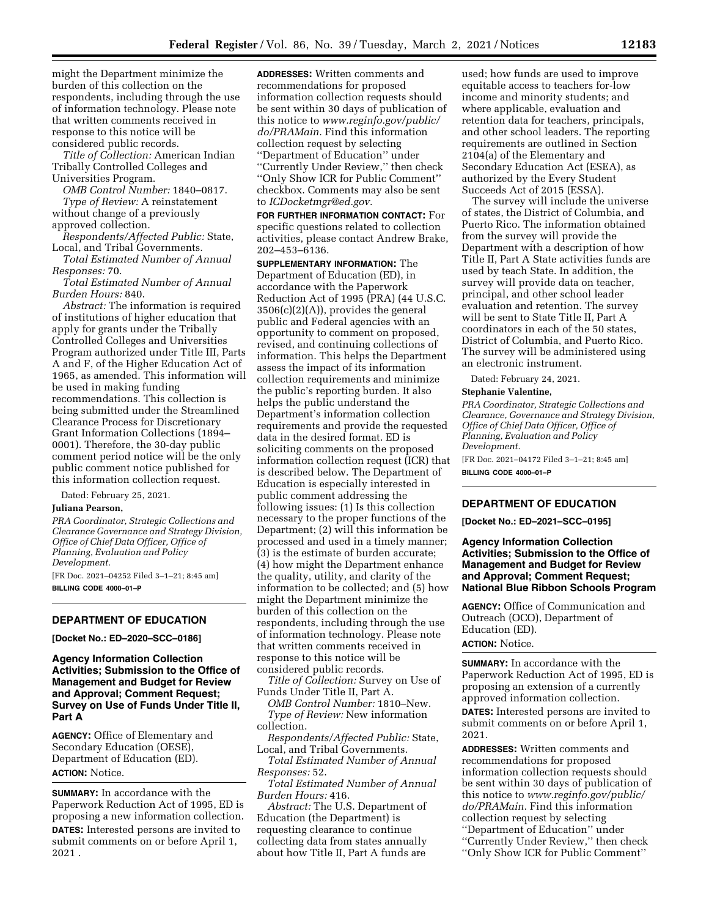might the Department minimize the burden of this collection on the respondents, including through the use of information technology. Please note that written comments received in response to this notice will be considered public records.

*Title of Collection:* American Indian Tribally Controlled Colleges and Universities Program.

*OMB Control Number:* 1840–0817.

*Type of Review:* A reinstatement without change of a previously approved collection.

*Respondents/Affected Public:* State, Local, and Tribal Governments.

*Total Estimated Number of Annual Responses:* 70.

*Total Estimated Number of Annual Burden Hours:* 840.

*Abstract:* The information is required of institutions of higher education that apply for grants under the Tribally Controlled Colleges and Universities Program authorized under Title III, Parts A and F, of the Higher Education Act of 1965, as amended. This information will be used in making funding recommendations. This collection is being submitted under the Streamlined Clearance Process for Discretionary Grant Information Collections (1894–0001). Therefore, the 30-day public comment period notice will be the only public comment notice published for this information collection request.

Dated: February 25, 2021.

**Juliana Pearson,**

*PRA Coordinator, Strategic Collections and Clearance Governance and Strategy Division, Office of Chief Data Officer, Office of Planning, Evaluation and Policy Development.*

[FR Doc. 2021–04252 Filed 3–1–21; 8:45 am]

**BILLING CODE 4000–01–P**

## DEPARTMENT OF EDUCATION

**[Docket No.: ED–2020–SCC–0186]**

### Agency Information Collection Activities; Submission to the Office of Management and Budget for Review and Approval; Comment Request; Survey on Use of Funds Under Title II, Part A

**AGENCY:** Office of Elementary and Secondary Education (OESE), Department of Education (ED).

**ACTION:** Notice.

**SUMMARY:** In accordance with the Paperwork Reduction Act of 1995, ED is proposing a new information collection.

**DATES:** Interested persons are invited to submit comments on or before April 1, 2021 .

**ADDRESSES:** Written comments and recommendations for proposed information collection requests should be sent within 30 days of publication of this notice to *www.reginfo.gov/public/do/PRAMain.* Find this information collection request by selecting ''Department of Education'' under ''Currently Under Review,'' then check ''Only Show ICR for Public Comment'' checkbox. Comments may also be sent to *ICDocketmgr@ed.gov.*

**FOR FURTHER INFORMATION CONTACT:** For specific questions related to collection activities, please contact Andrew Brake, 202–453–6136.

**SUPPLEMENTARY INFORMATION:** The Department of Education (ED), in accordance with the Paperwork Reduction Act of 1995 (PRA) (44 U.S.C. 3506(c)(2)(A)), provides the general public and Federal agencies with an opportunity to comment on proposed, revised, and continuing collections of information. This helps the Department assess the impact of its information collection requirements and minimize the public's reporting burden. It also helps the public understand the Department's information collection requirements and provide the requested data in the desired format. ED is soliciting comments on the proposed information collection request (ICR) that is described below. The Department of Education is especially interested in public comment addressing the following issues: (1) Is this collection necessary to the proper functions of the Department; (2) will this information be processed and used in a timely manner; (3) is the estimate of burden accurate; (4) how might the Department enhance the quality, utility, and clarity of the information to be collected; and (5) how might the Department minimize the burden of this collection on the respondents, including through the use of information technology. Please note that written comments received in response to this notice will be considered public records.

*Title of Collection:* Survey on Use of Funds Under Title II, Part A.

*OMB Control Number:* 1810–New.

*Type of Review:* New information collection.

*Respondents/Affected Public:* State, Local, and Tribal Governments.

*Total Estimated Number of Annual Responses:* 52.

*Total Estimated Number of Annual Burden Hours:* 416.

*Abstract:* The U.S. Department of Education (the Department) is requesting clearance to continue collecting data from states annually about how Title II, Part A funds are used; how funds are used to improve equitable access to teachers for-low income and minority students; and where applicable, evaluation and retention data for teachers, principals, and other school leaders. The reporting requirements are outlined in Section 2104(a) of the Elementary and Secondary Education Act (ESEA), as authorized by the Every Student Succeeds Act of 2015 (ESSA).

The survey will include the universe of states, the District of Columbia, and Puerto Rico. The information obtained from the survey will provide the Department with a description of how Title II, Part A State activities funds are used by teach State. In addition, the survey will provide data on teacher, principal, and other school leader evaluation and retention. The survey will be sent to State Title II, Part A coordinators in each of the 50 states, District of Columbia, and Puerto Rico. The survey will be administered using an electronic instrument.

Dated: February 24, 2021.

**Stephanie Valentine,**

*PRA Coordinator, Strategic Collections and Clearance, Governance and Strategy Division, Office of Chief Data Officer, Office of Planning, Evaluation and Policy Development.*

[FR Doc. 2021–04172 Filed 3–1–21; 8:45 am]

**BILLING CODE 4000–01–P**

## DEPARTMENT OF EDUCATION

**[Docket No.: ED–2021–SCC–0195]**

### Agency Information Collection Activities; Submission to the Office of Management and Budget for Review and Approval; Comment Request; National Blue Ribbon Schools Program

**AGENCY:** Office of Communication and Outreach (OCO), Department of Education (ED).

**ACTION:** Notice.

**SUMMARY:** In accordance with the Paperwork Reduction Act of 1995, ED is proposing an extension of a currently approved information collection.

**DATES:** Interested persons are invited to submit comments on or before April 1, 2021.

**ADDRESSES:** Written comments and recommendations for proposed information collection requests should be sent within 30 days of publication of this notice to *www.reginfo.gov/public/do/PRAMain.* Find this information collection request by selecting ''Department of Education'' under ''Currently Under Review,'' then check ''Only Show ICR for Public Comment''